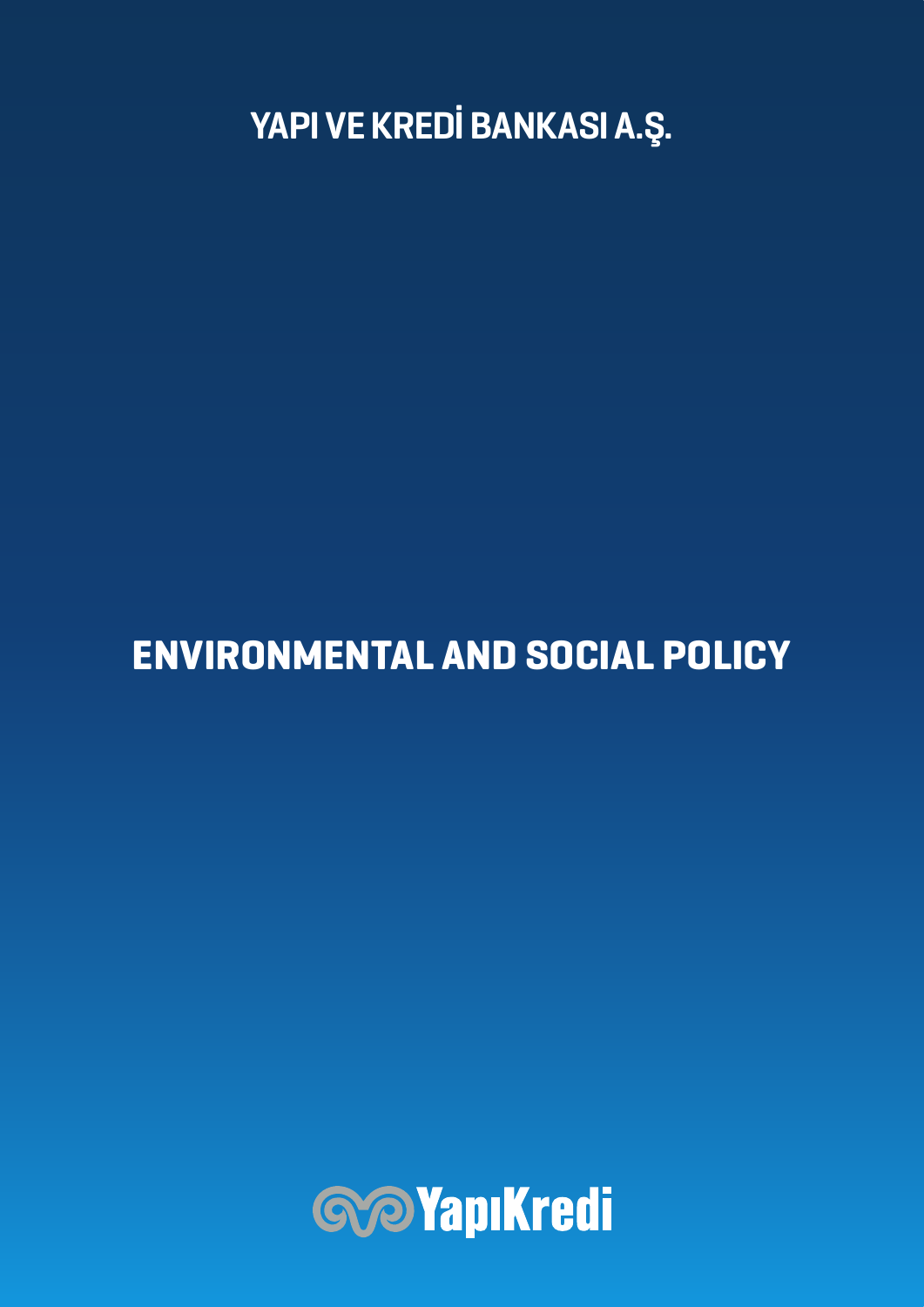# YAPI VE KREDİ BANKASI A.Ş.

# ENVIRONMENTAL AND SOCIAL POLICY

YapıKredi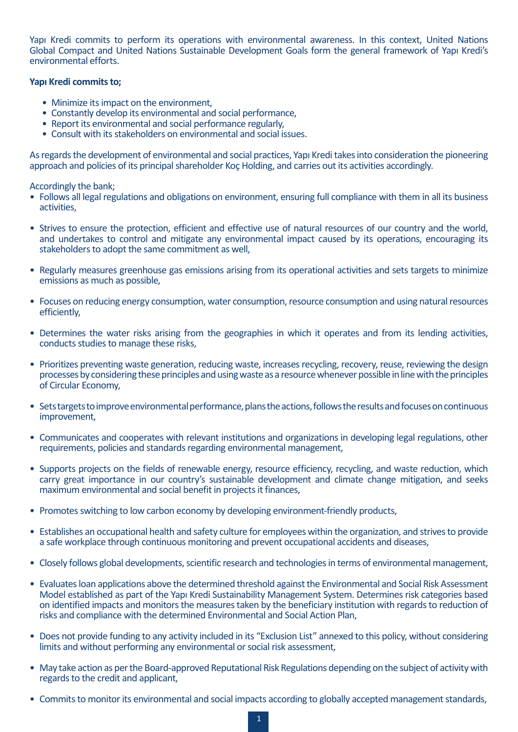Yapı Kredi commits to perform its operations with environmental awareness. In this context, United Nations Global Compact and United Nations Sustainable Development Goals form the general framework of Yapı Kredi's environmental efforts.

**Yapı Kredi commits to;**

- Minimize its impact on the environment,
- Constantly develop its environmental and social performance,
- Report its environmental and social performance regularly,
- Consult with its stakeholders on environmental and social issues.

As regards the development of environmental and social practices, Yapı Kredi takes into consideration the pioneering approach and policies of its principal shareholder Koç Holding, and carries out its activities accordingly.

Accordingly the bank;

- Follows all legal regulations and obligations on environment, ensuring full compliance with them in all its business activities,
- Strives to ensure the protection, efficient and effective use of natural resources of our country and the world, and undertakes to control and mitigate any environmental impact caused by its operations, encouraging its stakeholders to adopt the same commitment as well,
- Regularly measures greenhouse gas emissions arising from its operational activities and sets targets to minimize emissions as much as possible,
- Focuses on reducing energy consumption, water consumption, resource consumption and using natural resources efficiently,
- Determines the water risks arising from the geographies in which it operates and from its lending activities, conducts studies to manage these risks,
- Prioritizes preventing waste generation, reducing waste, increases recycling, recovery, reuse, reviewing the design processes by considering these principles and using waste as a resource whenever possible in line with the principles of Circular Economy,
- Sets targets to improve environmental performance, plans the actions, follows the results and focuses on continuous improvement,
- Communicates and cooperates with relevant institutions and organizations in developing legal regulations, other requirements, policies and standards regarding environmental management,
- Supports projects on the fields of renewable energy, resource efficiency, recycling, and waste reduction, which carry great importance in our country's sustainable development and climate change mitigation, and seeks maximum environmental and social benefit in projects it finances,
- Promotes switching to low carbon economy by developing environment-friendly products,
- Establishes an occupational health and safety culture for employees within the organization, and strives to provide a safe workplace through continuous monitoring and prevent occupational accidents and diseases,
- Closely follows global developments, scientific research and technologies in terms of environmental management,
- Evaluates loan applications above the determined threshold against the Environmental and Social Risk Assessment Model established as part of the Yapı Kredi Sustainability Management System. Determines risk categories based on identified impacts and monitors the measures taken by the beneficiary institution with regards to reduction of risks and compliance with the determined Environmental and Social Action Plan,
- Does not provide funding to any activity included in its "Exclusion List" annexed to this policy, without considering limits and without performing any environmental or social risk assessment,
- May take action as per the Board-approved Reputational Risk Regulations depending on the subject of activity with regards to the credit and applicant,
- Commits to monitor its environmental and social impacts according to globally accepted management standards,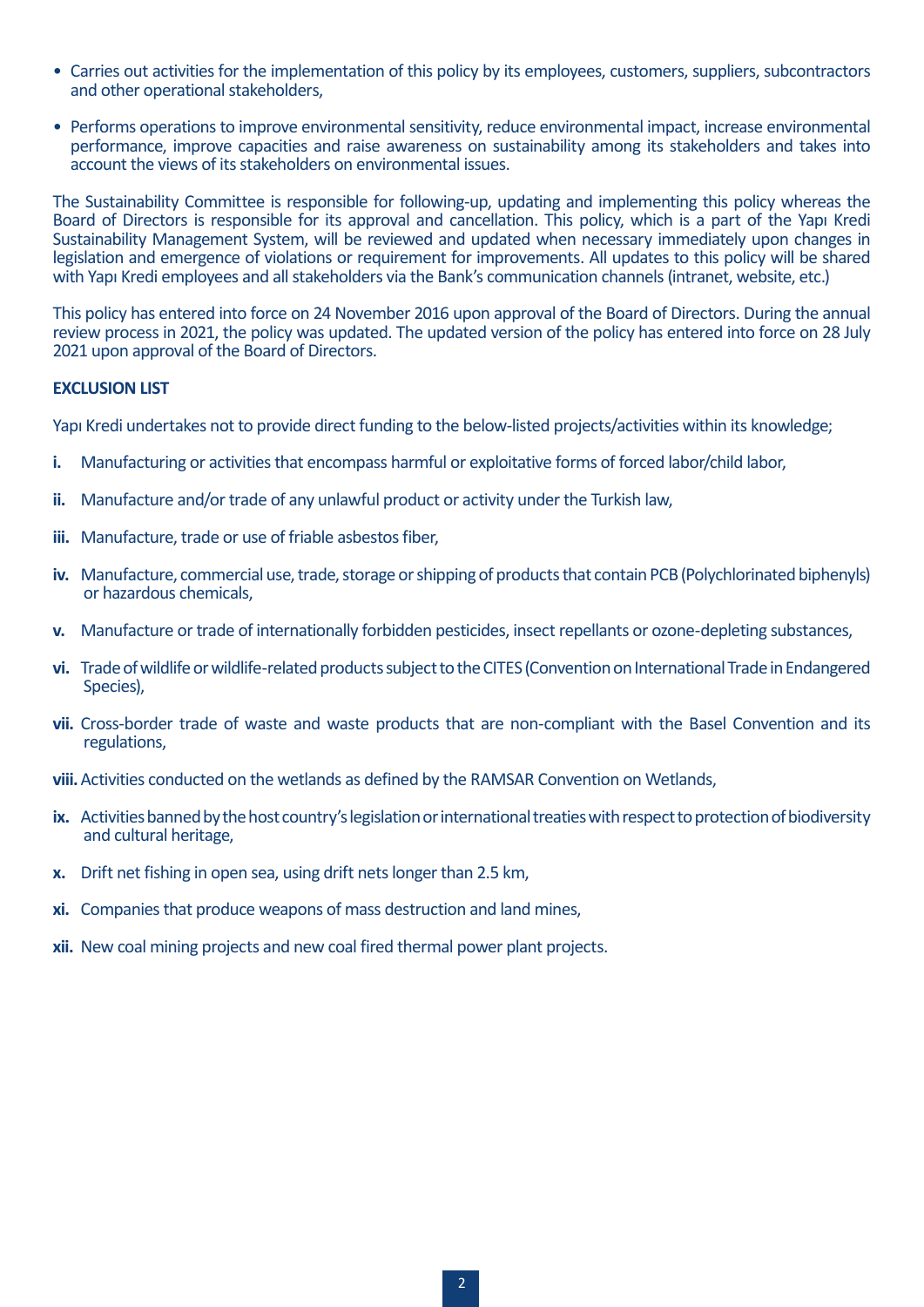- Carries out activities for the implementation of this policy by its employees, customers, suppliers, subcontractors and other operational stakeholders,
- Performs operations to improve environmental sensitivity, reduce environmental impact, increase environmental performance, improve capacities and raise awareness on sustainability among its stakeholders and takes into account the views of its stakeholders on environmental issues.

The Sustainability Committee is responsible for following-up, updating and implementing this policy whereas the Board of Directors is responsible for its approval and cancellation. This policy, which is a part of the Yapı Kredi Sustainability Management System, will be reviewed and updated when necessary immediately upon changes in legislation and emergence of violations or requirement for improvements. All updates to this policy will be shared with Yapı Kredi employees and all stakeholders via the Bank's communication channels (intranet, website, etc.)

This policy has entered into force on 24 November 2016 upon approval of the Board of Directors. During the annual review process in 2021, the policy was updated. The updated version of the policy has entered into force on 28 July 2021 upon approval of the Board of Directors.

**EXCLUSION LIST**

Yapı Kredi undertakes not to provide direct funding to the below-listed projects/activities within its knowledge;

**i.** Manufacturing or activities that encompass harmful or exploitative forms of forced labor/child labor,

**ii.** Manufacture and/or trade of any unlawful product or activity under the Turkish law,

**iii.** Manufacture, trade or use of friable asbestos fiber,

**iv.** Manufacture, commercial use, trade, storage or shipping of products that contain PCB (Polychlorinated biphenyls) or hazardous chemicals,

**v.** Manufacture or trade of internationally forbidden pesticides, insect repellants or ozone-depleting substances,

**vi.** Trade of wildlife or wildlife-related products subject to the CITES (Convention on International Trade in Endangered Species),

**vii.** Cross-border trade of waste and waste products that are non-compliant with the Basel Convention and its regulations,

**viii.** Activities conducted on the wetlands as defined by the RAMSAR Convention on Wetlands,

**ix.** Activities banned by the host country's legislation or international treaties with respect to protection of biodiversity and cultural heritage,

**x.** Drift net fishing in open sea, using drift nets longer than 2.5 km,

**xi.** Companies that produce weapons of mass destruction and land mines,

**xii.** New coal mining projects and new coal fired thermal power plant projects.